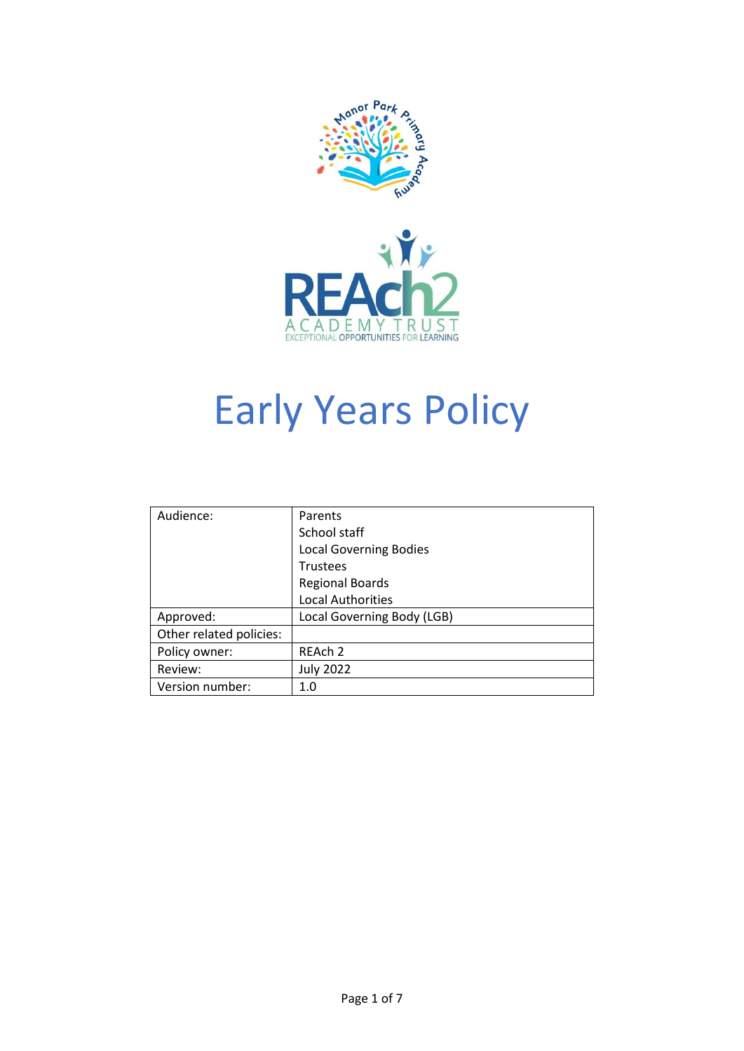# Early Years Policy

| Audience: | Parents<br>School staff<br>Local Governing Bodies<br>Trustees<br>Regional Boards<br>Local Authorities |
|---|---|
| Approved: | Local Governing Body (LGB) |
| Other related policies: | |
| Policy owner: | REAch 2 |
| Review: | July 2022 |
| Version number: | 1.0 |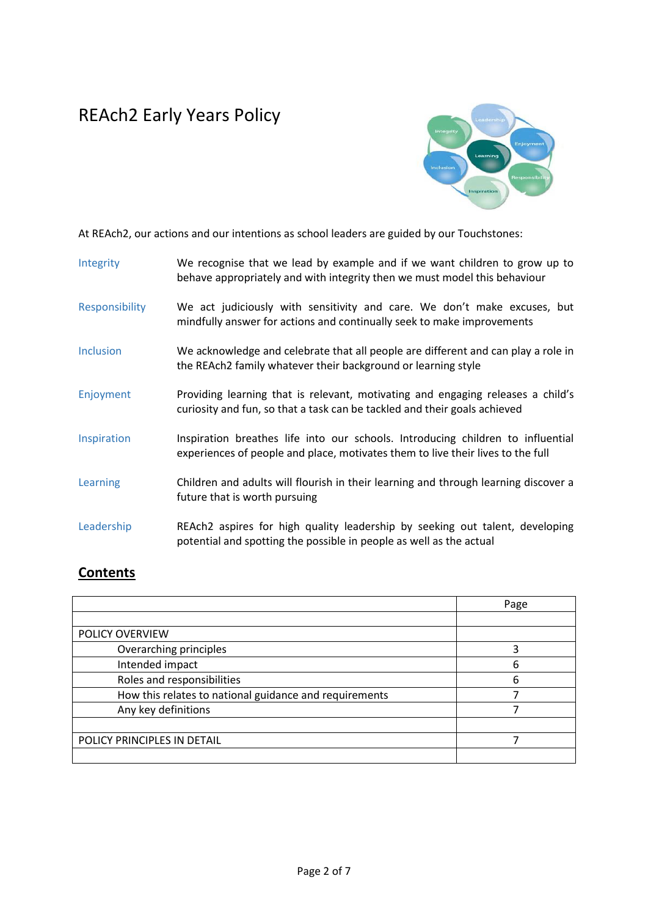# REAch2 Early Years Policy

At REAch2, our actions and our intentions as school leaders are guided by our Touchstones:

| | |
|---|---|
| Integrity | We recognise that we lead by example and if we want children to grow up to behave appropriately and with integrity then we must model this behaviour |
| Responsibility | We act judiciously with sensitivity and care. We don't make excuses, but mindfully answer for actions and continually seek to make improvements |
| Inclusion | We acknowledge and celebrate that all people are different and can play a role in the REAch2 family whatever their background or learning style |
| Enjoyment | Providing learning that is relevant, motivating and engaging releases a child's curiosity and fun, so that a task can be tackled and their goals achieved |
| Inspiration | Inspiration breathes life into our schools. Introducing children to influential experiences of people and place, motivates them to live their lives to the full |
| Learning | Children and adults will flourish in their learning and through learning discover a future that is worth pursuing |
| Leadership | REAch2 aspires for high quality leadership by seeking out talent, developing potential and spotting the possible in people as well as the actual |

## Contents

| | Page |
|---|---|
| | |
| POLICY OVERVIEW | |
| Overarching principles | 3 |
| Intended impact | 6 |
| Roles and responsibilities | 6 |
| How this relates to national guidance and requirements | 7 |
| Any key definitions | 7 |
| | |
| POLICY PRINCIPLES IN DETAIL | 7 |
| | |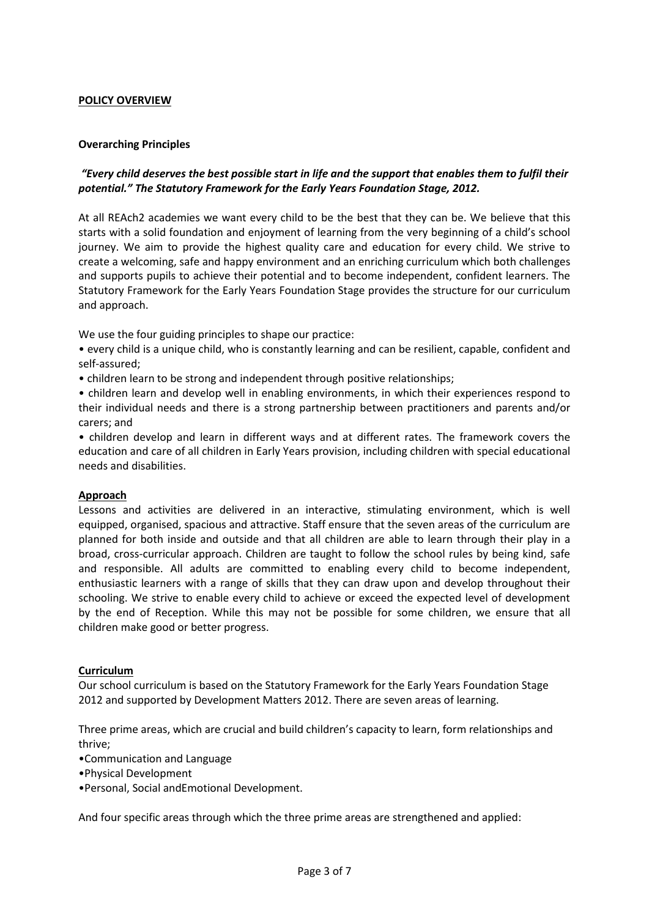**POLICY OVERVIEW**

**Overarching Principles**

***"Every child deserves the best possible start in life and the support that enables them to fulfil their potential." The Statutory Framework for the Early Years Foundation Stage, 2012.***

At all REAch2 academies we want every child to be the best that they can be. We believe that this starts with a solid foundation and enjoyment of learning from the very beginning of a child's school journey. We aim to provide the highest quality care and education for every child. We strive to create a welcoming, safe and happy environment and an enriching curriculum which both challenges and supports pupils to achieve their potential and to become independent, confident learners. The Statutory Framework for the Early Years Foundation Stage provides the structure for our curriculum and approach.

We use the four guiding principles to shape our practice:

• every child is a unique child, who is constantly learning and can be resilient, capable, confident and self-assured;

• children learn to be strong and independent through positive relationships;

• children learn and develop well in enabling environments, in which their experiences respond to their individual needs and there is a strong partnership between practitioners and parents and/or carers; and

• children develop and learn in different ways and at different rates. The framework covers the education and care of all children in Early Years provision, including children with special educational needs and disabilities.

**Approach**

Lessons and activities are delivered in an interactive, stimulating environment, which is well equipped, organised, spacious and attractive. Staff ensure that the seven areas of the curriculum are planned for both inside and outside and that all children are able to learn through their play in a broad, cross-curricular approach. Children are taught to follow the school rules by being kind, safe and responsible. All adults are committed to enabling every child to become independent, enthusiastic learners with a range of skills that they can draw upon and develop throughout their schooling. We strive to enable every child to achieve or exceed the expected level of development by the end of Reception. While this may not be possible for some children, we ensure that all children make good or better progress.

**Curriculum**

Our school curriculum is based on the Statutory Framework for the Early Years Foundation Stage 2012 and supported by Development Matters 2012. There are seven areas of learning.

Three prime areas, which are crucial and build children's capacity to learn, form relationships and thrive;

•Communication and Language
•Physical Development
•Personal, Social andEmotional Development.

And four specific areas through which the three prime areas are strengthened and applied: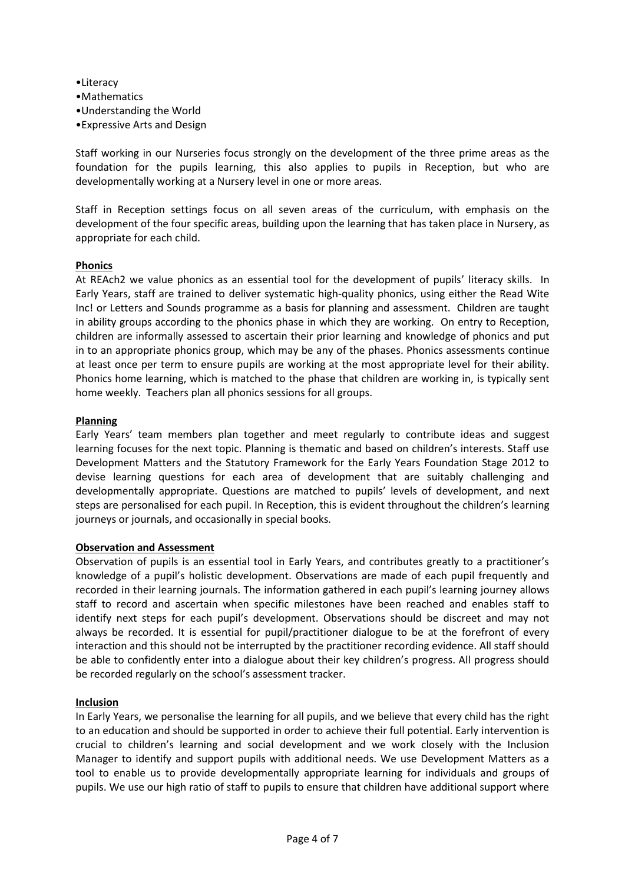- Literacy
- Mathematics
- Understanding the World
- Expressive Arts and Design

Staff working in our Nurseries focus strongly on the development of the three prime areas as the foundation for the pupils learning, this also applies to pupils in Reception, but who are developmentally working at a Nursery level in one or more areas.

Staff in Reception settings focus on all seven areas of the curriculum, with emphasis on the development of the four specific areas, building upon the learning that has taken place in Nursery, as appropriate for each child.

## Phonics

At REAch2 we value phonics as an essential tool for the development of pupils' literacy skills. In Early Years, staff are trained to deliver systematic high-quality phonics, using either the Read Wite Inc! or Letters and Sounds programme as a basis for planning and assessment. Children are taught in ability groups according to the phonics phase in which they are working. On entry to Reception, children are informally assessed to ascertain their prior learning and knowledge of phonics and put in to an appropriate phonics group, which may be any of the phases. Phonics assessments continue at least once per term to ensure pupils are working at the most appropriate level for their ability. Phonics home learning, which is matched to the phase that children are working in, is typically sent home weekly. Teachers plan all phonics sessions for all groups.

## Planning

Early Years' team members plan together and meet regularly to contribute ideas and suggest learning focuses for the next topic. Planning is thematic and based on children's interests. Staff use Development Matters and the Statutory Framework for the Early Years Foundation Stage 2012 to devise learning questions for each area of development that are suitably challenging and developmentally appropriate. Questions are matched to pupils' levels of development, and next steps are personalised for each pupil. In Reception, this is evident throughout the children's learning journeys or journals, and occasionally in special books.

## Observation and Assessment

Observation of pupils is an essential tool in Early Years, and contributes greatly to a practitioner's knowledge of a pupil's holistic development. Observations are made of each pupil frequently and recorded in their learning journals. The information gathered in each pupil's learning journey allows staff to record and ascertain when specific milestones have been reached and enables staff to identify next steps for each pupil's development. Observations should be discreet and may not always be recorded. It is essential for pupil/practitioner dialogue to be at the forefront of every interaction and this should not be interrupted by the practitioner recording evidence. All staff should be able to confidently enter into a dialogue about their key children's progress. All progress should be recorded regularly on the school's assessment tracker.

## Inclusion

In Early Years, we personalise the learning for all pupils, and we believe that every child has the right to an education and should be supported in order to achieve their full potential. Early intervention is crucial to children's learning and social development and we work closely with the Inclusion Manager to identify and support pupils with additional needs. We use Development Matters as a tool to enable us to provide developmentally appropriate learning for individuals and groups of pupils. We use our high ratio of staff to pupils to ensure that children have additional support where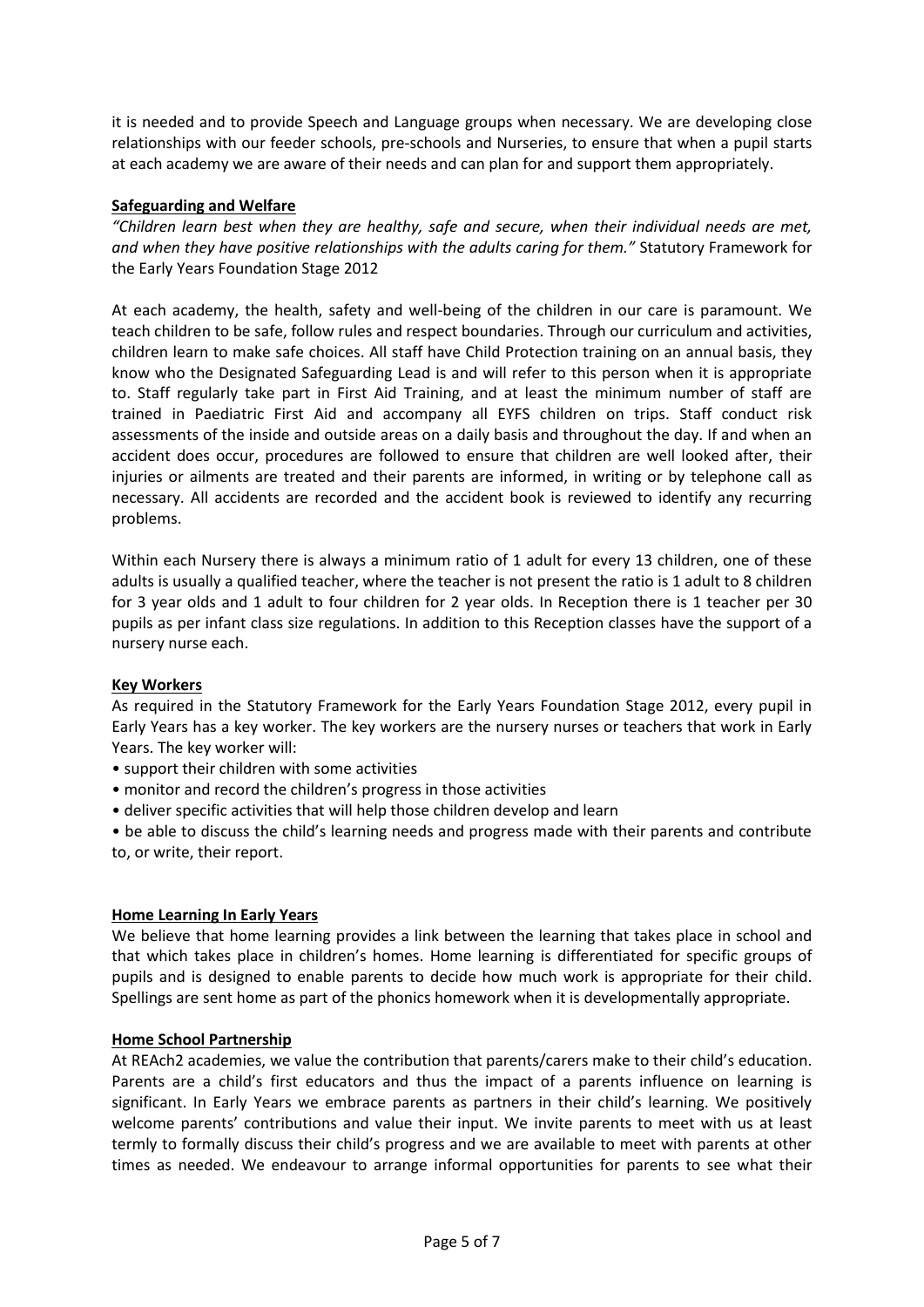it is needed and to provide Speech and Language groups when necessary. We are developing close relationships with our feeder schools, pre-schools and Nurseries, to ensure that when a pupil starts at each academy we are aware of their needs and can plan for and support them appropriately.

## Safeguarding and Welfare

*"Children learn best when they are healthy, safe and secure, when their individual needs are met, and when they have positive relationships with the adults caring for them."* Statutory Framework for the Early Years Foundation Stage 2012

At each academy, the health, safety and well-being of the children in our care is paramount. We teach children to be safe, follow rules and respect boundaries. Through our curriculum and activities, children learn to make safe choices. All staff have Child Protection training on an annual basis, they know who the Designated Safeguarding Lead is and will refer to this person when it is appropriate to. Staff regularly take part in First Aid Training, and at least the minimum number of staff are trained in Paediatric First Aid and accompany all EYFS children on trips. Staff conduct risk assessments of the inside and outside areas on a daily basis and throughout the day. If and when an accident does occur, procedures are followed to ensure that children are well looked after, their injuries or ailments are treated and their parents are informed, in writing or by telephone call as necessary. All accidents are recorded and the accident book is reviewed to identify any recurring problems.

Within each Nursery there is always a minimum ratio of 1 adult for every 13 children, one of these adults is usually a qualified teacher, where the teacher is not present the ratio is 1 adult to 8 children for 3 year olds and 1 adult to four children for 2 year olds. In Reception there is 1 teacher per 30 pupils as per infant class size regulations. In addition to this Reception classes have the support of a nursery nurse each.

## Key Workers

As required in the Statutory Framework for the Early Years Foundation Stage 2012, every pupil in Early Years has a key worker. The key workers are the nursery nurses or teachers that work in Early Years. The key worker will:

- support their children with some activities
- monitor and record the children's progress in those activities
- deliver specific activities that will help those children develop and learn
- be able to discuss the child's learning needs and progress made with their parents and contribute to, or write, their report.

## Home Learning In Early Years

We believe that home learning provides a link between the learning that takes place in school and that which takes place in children's homes. Home learning is differentiated for specific groups of pupils and is designed to enable parents to decide how much work is appropriate for their child. Spellings are sent home as part of the phonics homework when it is developmentally appropriate.

## Home School Partnership

At REAch2 academies, we value the contribution that parents/carers make to their child's education. Parents are a child's first educators and thus the impact of a parents influence on learning is significant. In Early Years we embrace parents as partners in their child's learning. We positively welcome parents' contributions and value their input. We invite parents to meet with us at least termly to formally discuss their child's progress and we are available to meet with parents at other times as needed. We endeavour to arrange informal opportunities for parents to see what their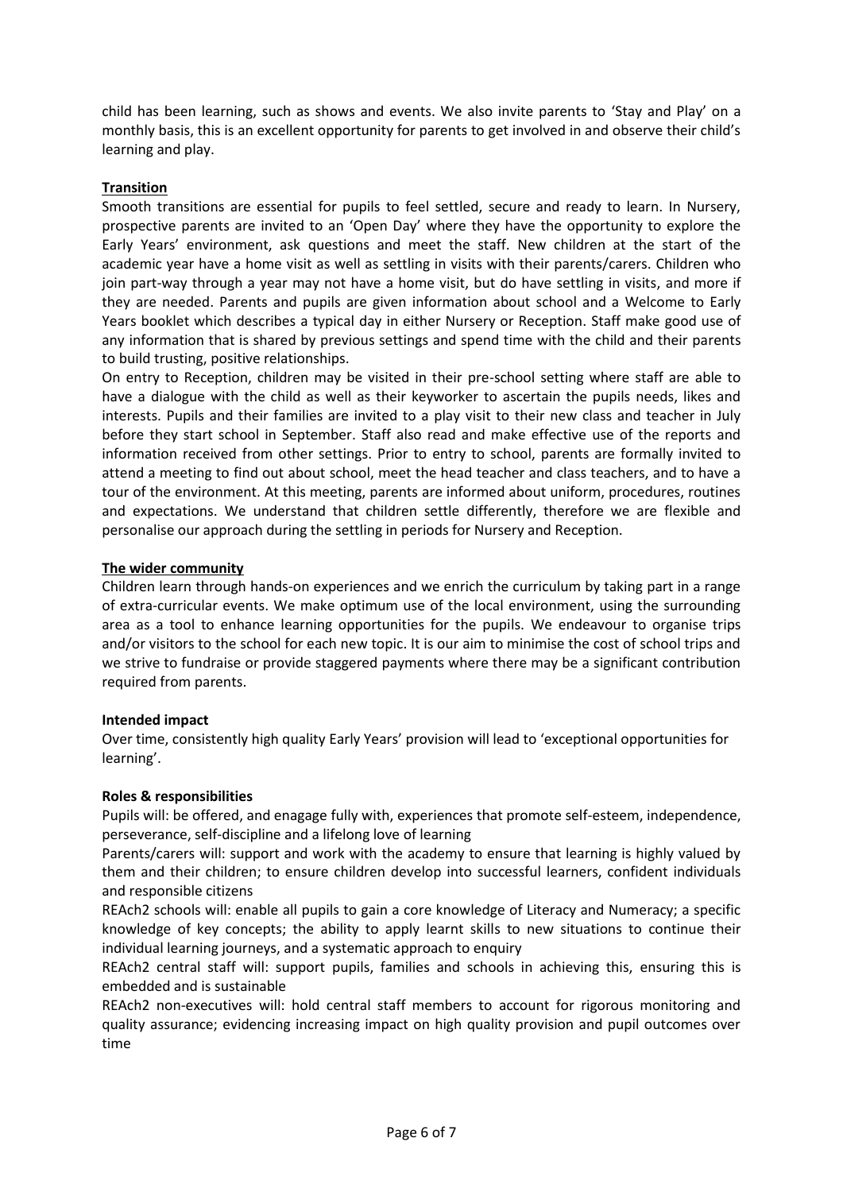child has been learning, such as shows and events. We also invite parents to 'Stay and Play' on a monthly basis, this is an excellent opportunity for parents to get involved in and observe their child's learning and play.

**Transition**

Smooth transitions are essential for pupils to feel settled, secure and ready to learn. In Nursery, prospective parents are invited to an 'Open Day' where they have the opportunity to explore the Early Years' environment, ask questions and meet the staff. New children at the start of the academic year have a home visit as well as settling in visits with their parents/carers. Children who join part-way through a year may not have a home visit, but do have settling in visits, and more if they are needed. Parents and pupils are given information about school and a Welcome to Early Years booklet which describes a typical day in either Nursery or Reception. Staff make good use of any information that is shared by previous settings and spend time with the child and their parents to build trusting, positive relationships.

On entry to Reception, children may be visited in their pre-school setting where staff are able to have a dialogue with the child as well as their keyworker to ascertain the pupils needs, likes and interests. Pupils and their families are invited to a play visit to their new class and teacher in July before they start school in September. Staff also read and make effective use of the reports and information received from other settings. Prior to entry to school, parents are formally invited to attend a meeting to find out about school, meet the head teacher and class teachers, and to have a tour of the environment. At this meeting, parents are informed about uniform, procedures, routines and expectations. We understand that children settle differently, therefore we are flexible and personalise our approach during the settling in periods for Nursery and Reception.

**The wider community**

Children learn through hands-on experiences and we enrich the curriculum by taking part in a range of extra-curricular events. We make optimum use of the local environment, using the surrounding area as a tool to enhance learning opportunities for the pupils. We endeavour to organise trips and/or visitors to the school for each new topic. It is our aim to minimise the cost of school trips and we strive to fundraise or provide staggered payments where there may be a significant contribution required from parents.

**Intended impact**

Over time, consistently high quality Early Years' provision will lead to 'exceptional opportunities for learning'.

**Roles & responsibilities**

Pupils will: be offered, and enagage fully with, experiences that promote self-esteem, independence, perseverance, self-discipline and a lifelong love of learning

Parents/carers will: support and work with the academy to ensure that learning is highly valued by them and their children; to ensure children develop into successful learners, confident individuals and responsible citizens

REAch2 schools will: enable all pupils to gain a core knowledge of Literacy and Numeracy; a specific knowledge of key concepts; the ability to apply learnt skills to new situations to continue their individual learning journeys, and a systematic approach to enquiry

REAch2 central staff will: support pupils, families and schools in achieving this, ensuring this is embedded and is sustainable

REAch2 non-executives will: hold central staff members to account for rigorous monitoring and quality assurance; evidencing increasing impact on high quality provision and pupil outcomes over time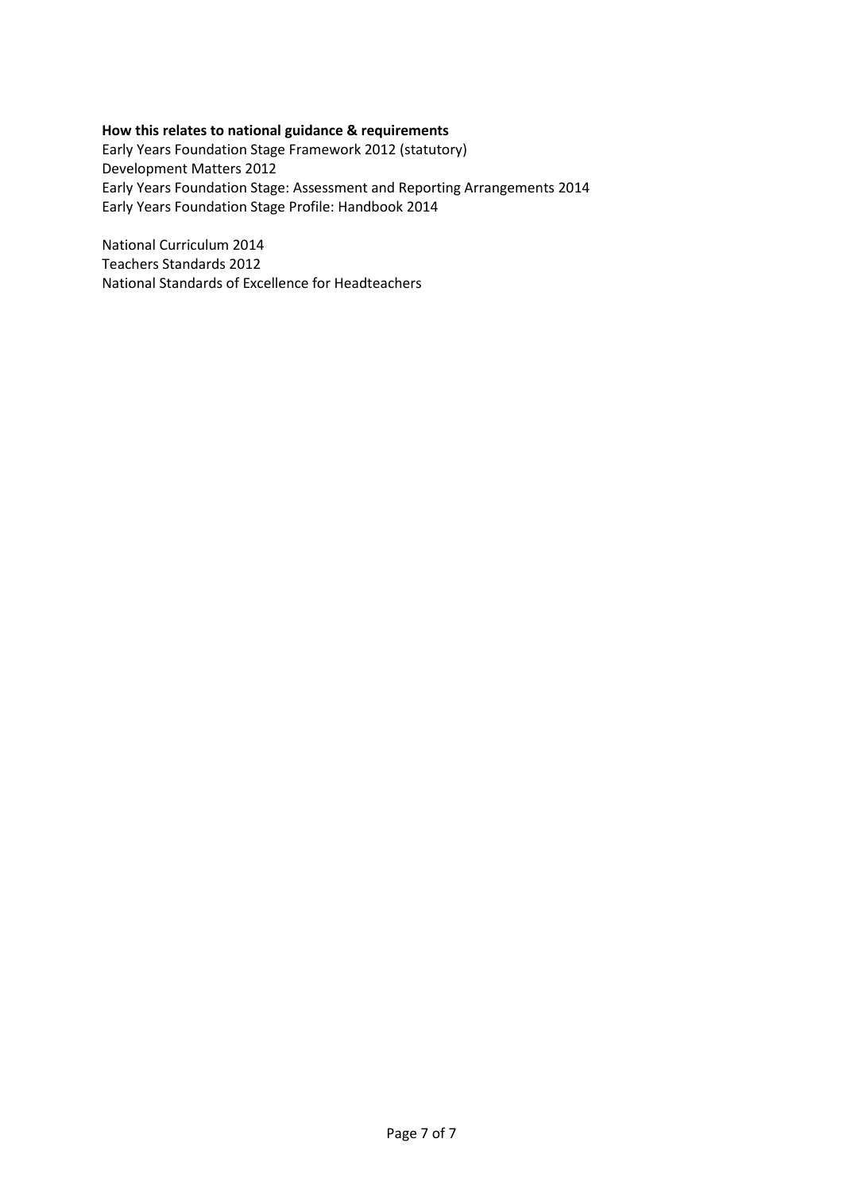**How this relates to national guidance & requirements**

Early Years Foundation Stage Framework 2012 (statutory)
Development Matters 2012
Early Years Foundation Stage: Assessment and Reporting Arrangements 2014
Early Years Foundation Stage Profile: Handbook 2014

National Curriculum 2014
Teachers Standards 2012
National Standards of Excellence for Headteachers